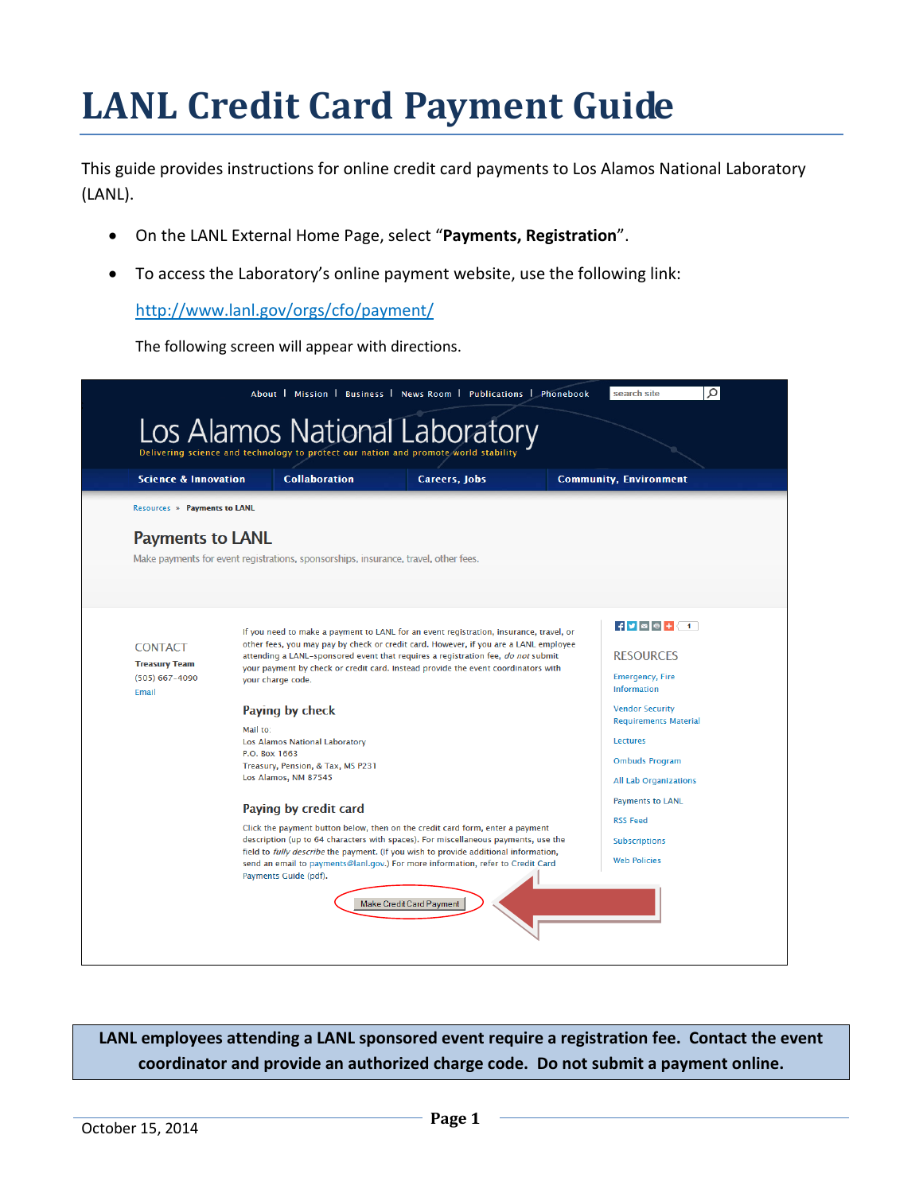# LANL Credit Card Payment Guide

This guide provides instructions for online credit card payments to Los Alamos National Laboratory (LANL).

- On the LANL External Home Page, select "**Payments, Registration**".
- To access the Laboratory's online payment website, use the following link:

  http://www.lanl.gov/orgs/cfo/payment/

  The following screen will appear with directions.

**LANL employees attending a LANL sponsored event require a registration fee. Contact the event coordinator and provide an authorized charge code. Do not submit a payment online.**

October 15, 2014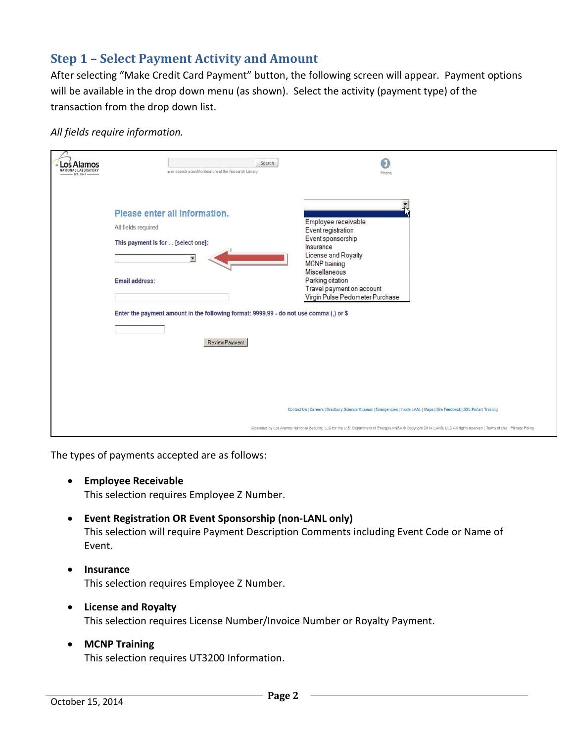## Step 1 – Select Payment Activity and Amount

After selecting "Make Credit Card Payment" button, the following screen will appear. Payment options will be available in the drop down menu (as shown). Select the activity (payment type) of the transaction from the drop down list.

*All fields require information.*

The types of payments accepted are as follows:

- **Employee Receivable**
  This selection requires Employee Z Number.

- **Event Registration OR Event Sponsorship (non-LANL only)**
  This selection will require Payment Description Comments including Event Code or Name of Event.

- **Insurance**
  This selection requires Employee Z Number.

- **License and Royalty**
  This selection requires License Number/Invoice Number or Royalty Payment.

- **MCNP Training**
  This selection requires UT3200 Information.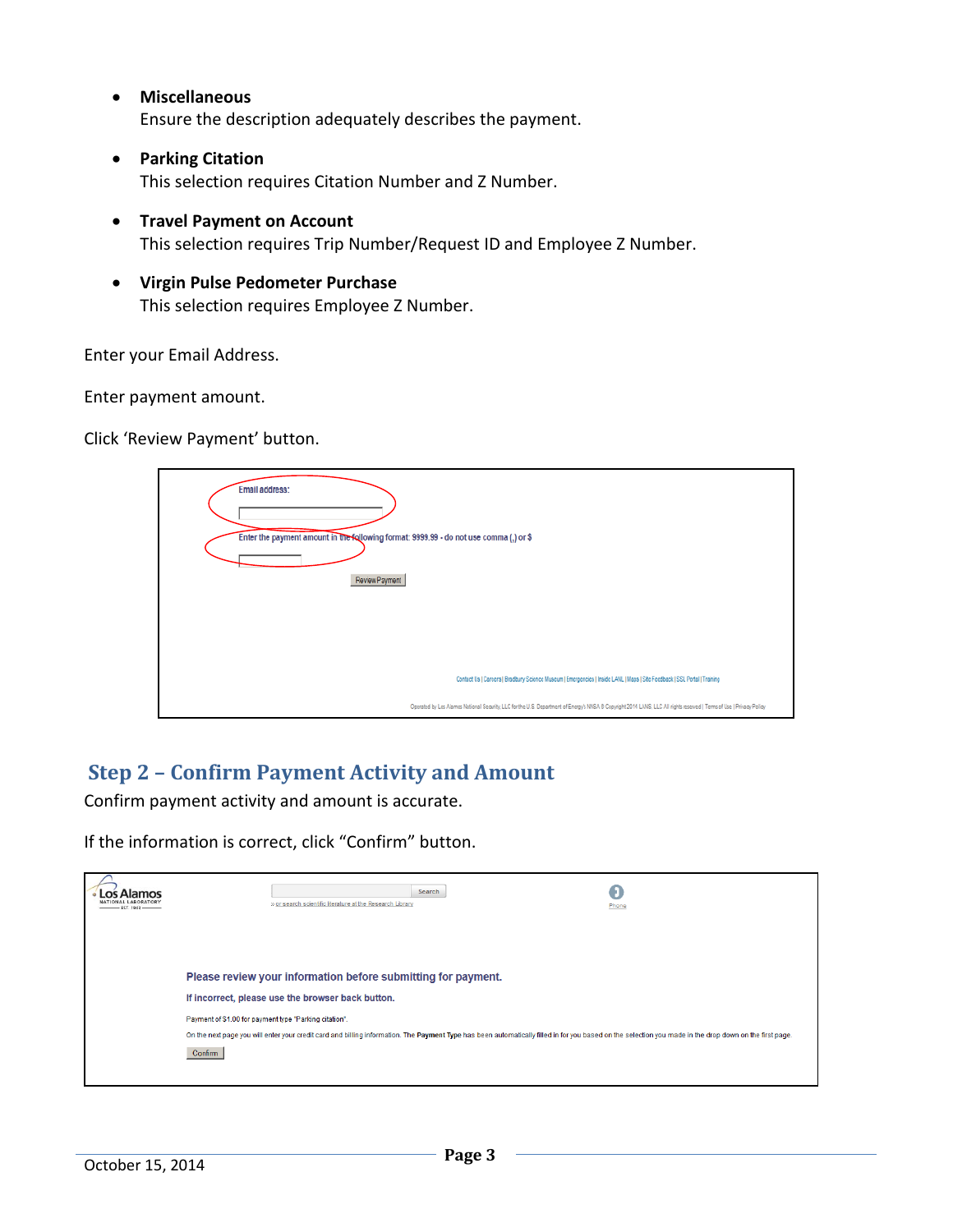- **Miscellaneous**
  Ensure the description adequately describes the payment.

- **Parking Citation**
  This selection requires Citation Number and Z Number.

- **Travel Payment on Account**
  This selection requires Trip Number/Request ID and Employee Z Number.

- **Virgin Pulse Pedometer Purchase**
  This selection requires Employee Z Number.

Enter your Email Address.

Enter payment amount.

Click 'Review Payment' button.

Email address:

Enter the payment amount in the following format: 9999.99 - do not use comma (,) or $

Review Payment

Contact Us | Careers | Bradbury Science Museum | Emergencies | Inside LANL | Maps | Site Feedback | SSL Portal | Training

Operated by Los Alamos National Security, LLC for the U.S. Department of Energy's NNSA © Copyright 2014 LANS, LLC All rights reserved | Terms of Use | Privacy Policy

## Step 2 – Confirm Payment Activity and Amount

Confirm payment activity and amount is accurate.

If the information is correct, click "Confirm" button.

Los Alamos NATIONAL LABORATORY EST. 1943

Search

» or search scientific literature at the Research Library

Phone

Please review your information before submitting for payment.

If incorrect, please use the browser back button.

Payment of $1.00 for payment type "Parking citation".

On the next page you will enter your credit card and billing information. The **Payment Type** has been automatically filled in for you based on the selection you made in the drop down on the first page.

Confirm

October 15, 2014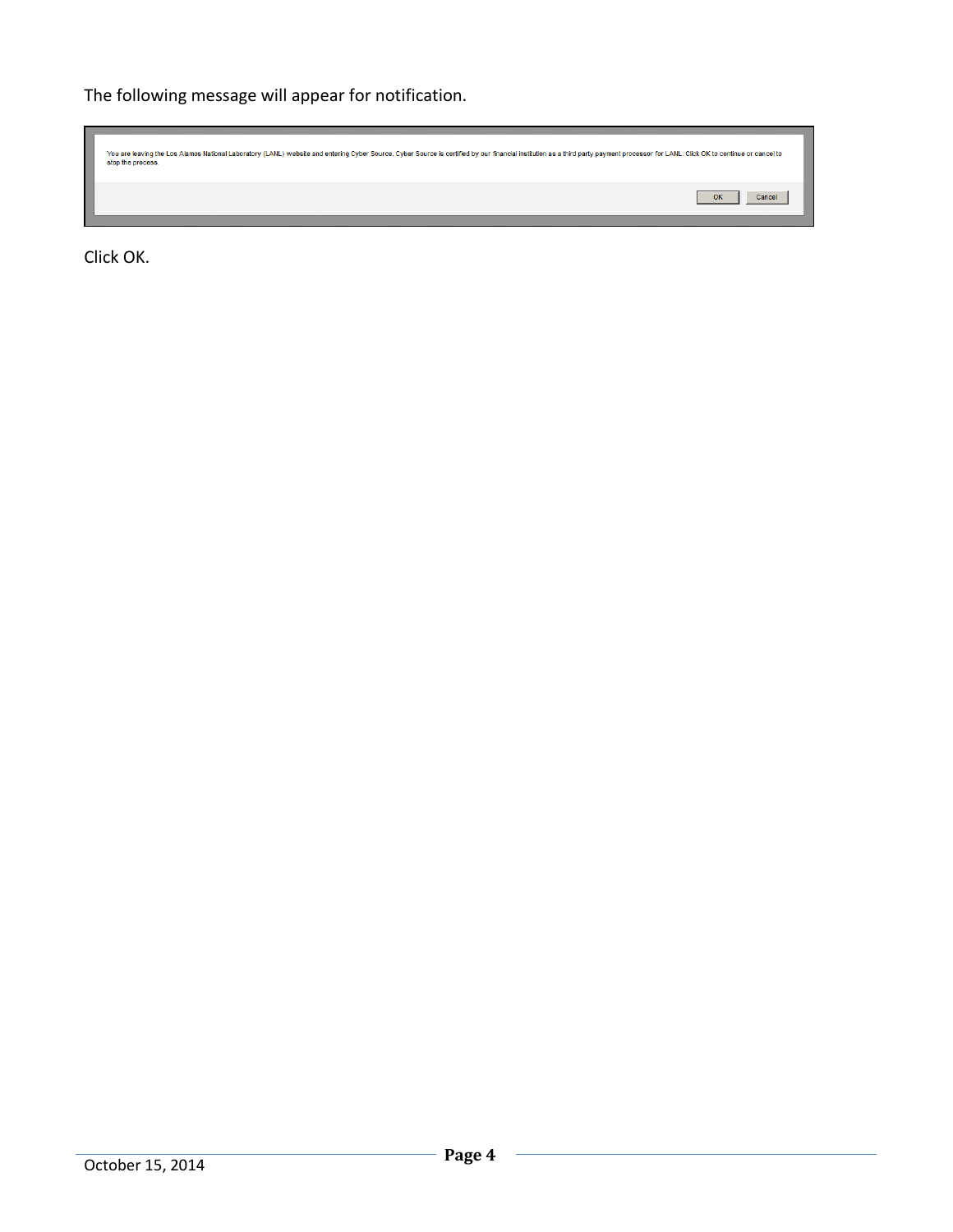The following message will appear for notification.

You are leaving the Los Alamos National Laboratory (LANL) website and entering Cyber Source. Cyber Source is certified by our financial institution as a third party payment processor for LANL. Click OK to continue or cancel to stop the process.

OK Cancel

Click OK.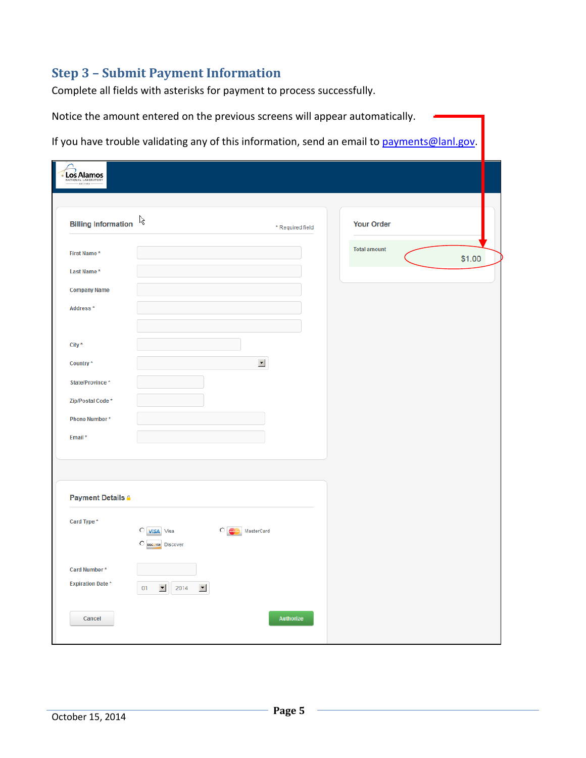## Step 3 – Submit Payment Information

Complete all fields with asterisks for payment to process successfully.

Notice the amount entered on the previous screens will appear automatically.

If you have trouble validating any of this information, send an email to payments@lanl.gov.

Los Alamos NATIONAL LABORATORY

**Billing Information**

\* Required field

First Name *

Last Name *

Company Name

Address *

City *

Country *

State/Province *

Zip/Postal Code *

Phone Number *

Email *

**Your Order**

Total amount $1.00

**Payment Details**

Card Type *

Visa

MasterCard

Discover

Card Number *

Expiration Date * 01 2014

Cancel

Authorize

October 15, 2014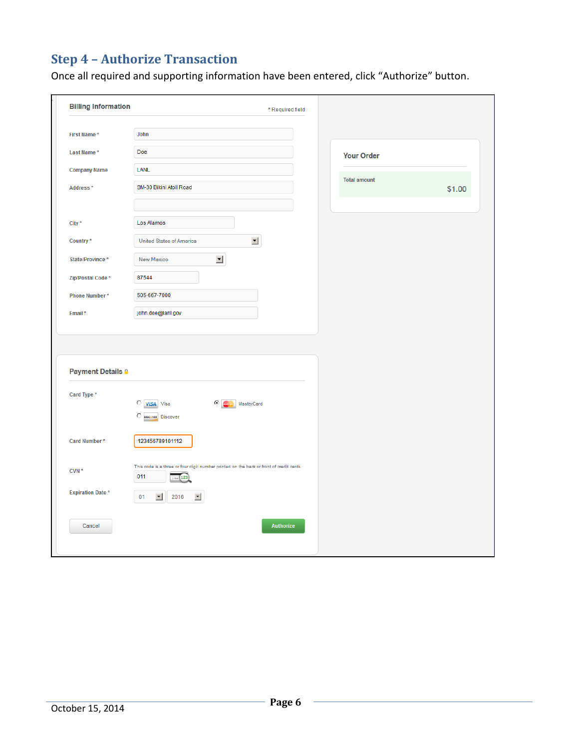## Step 4 – Authorize Transaction

Once all required and supporting information have been entered, click "Authorize" button.

**Billing Information** — * Required field

| Field | Value |
|---|---|
| First Name * | John |
| Last Name * | Doe |
| Company Name | LANL |
| Address * | SM-30 Bikini Atoll Road |
| City * | Los Alamos |
| Country * | United States of America |
| State/Province * | New Mexico |
| Zip/Postal Code * | 87544 |
| Phone Number * | 505-667-7000 |
| Email * | john.doe@lanl.gov |

**Your Order**

Total amount: $1.00

**Payment Details**

| Field | Value |
|---|---|
| Card Type * | Visa / MasterCard (selected) / Discover |
| Card Number * | 123456789101112 |
| CVN * | 011 |
| Expiration Date * | 01 / 2016 |

This code is a three or four digit number printed on the back or front of credit cards.

Cancel | Authorize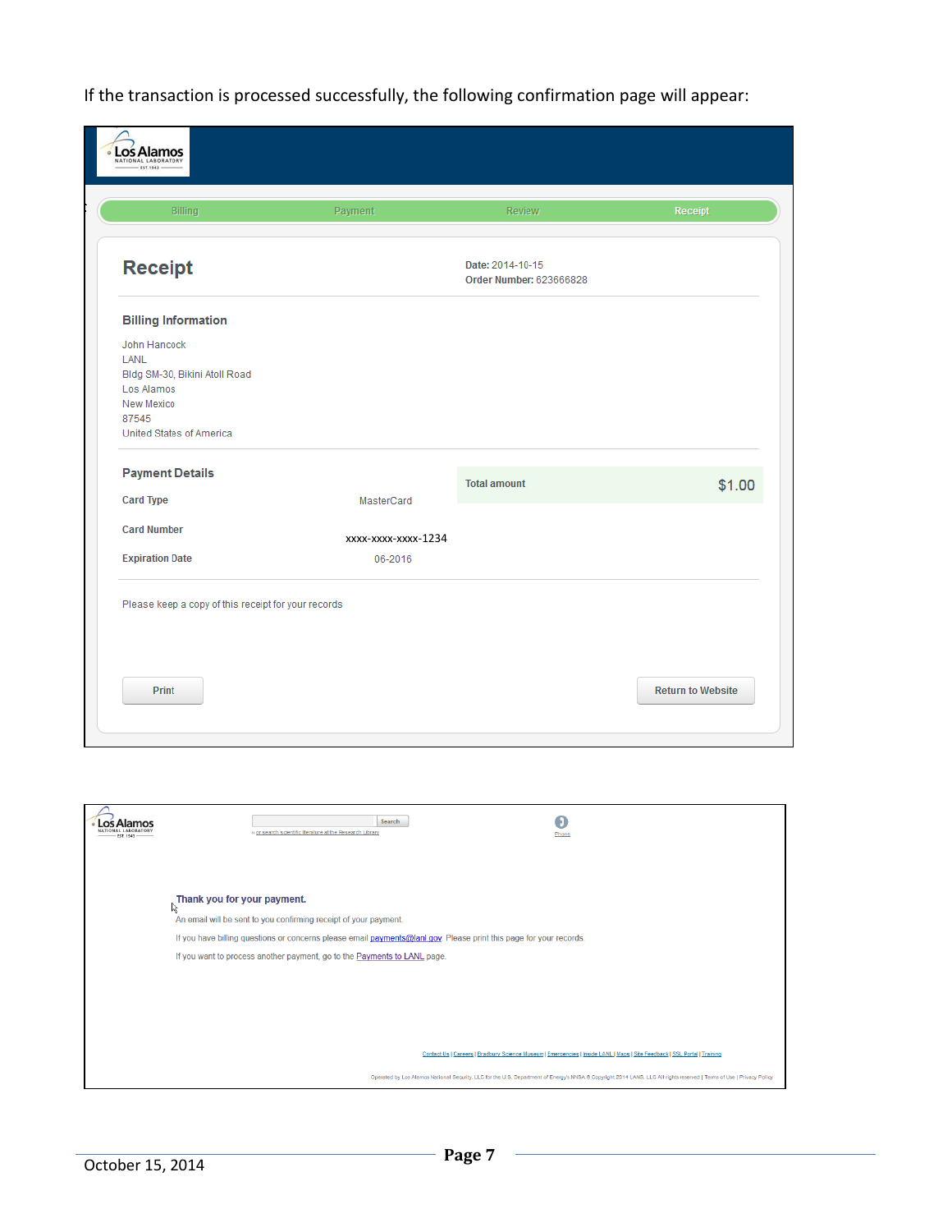If the transaction is processed successfully, the following confirmation page will appear:

Los Alamos NATIONAL LABORATORY EST. 1943

Billing | Payment | Review | Receipt

## Receipt

**Date:** 2014-10-15
**Order Number:** 623666828

### Billing Information

John Hancock
LANL
Bldg SM-30, Bikini Atoll Road
Los Alamos
New Mexico
87545
United States of America

### Payment Details

| | |
|---|---|
| **Card Type** | MasterCard |
| **Card Number** | xxxx-xxxx-xxxx-1234 |
| **Expiration Date** | 06-2016 |

**Total amount** $1.00

Please keep a copy of this receipt for your records

Print | Return to Website

---

Los Alamos NATIONAL LABORATORY EST. 1943

Search
or search scientific literature at the Research Library

Phone

**Thank you for your payment.**

An email will be sent to you confirming receipt of your payment.

If you have billing questions or concerns please email payments@lanl.gov. Please print this page for your records.

If you want to process another payment, go to the Payments to LANL page.

Contact Us | Careers | Bradbury Science Museum | Emergencies | Inside LANL | Maps | Site Feedback | SSL Portal | Training

Operated by Los Alamos National Security, LLC for the U.S. Department of Energy's NNSA © Copyright 2014 LANS, LLC All rights reserved | Terms of Use | Privacy Policy

October 15, 2014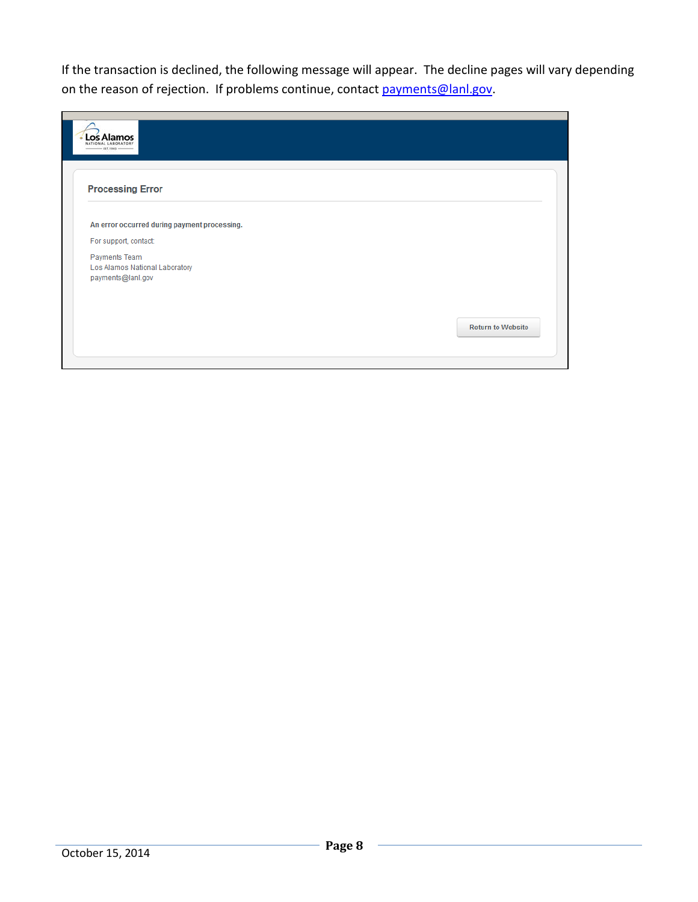If the transaction is declined, the following message will appear. The decline pages will vary depending on the reason of rejection. If problems continue, contact [payments@lanl.gov](mailto:payments@lanl.gov).

Los Alamos NATIONAL LABORATORY EST. 1943

**Processing Error**

**An error occurred during payment processing.**

For support, contact:

Payments Team
Los Alamos National Laboratory
payments@lanl.gov

Return to Website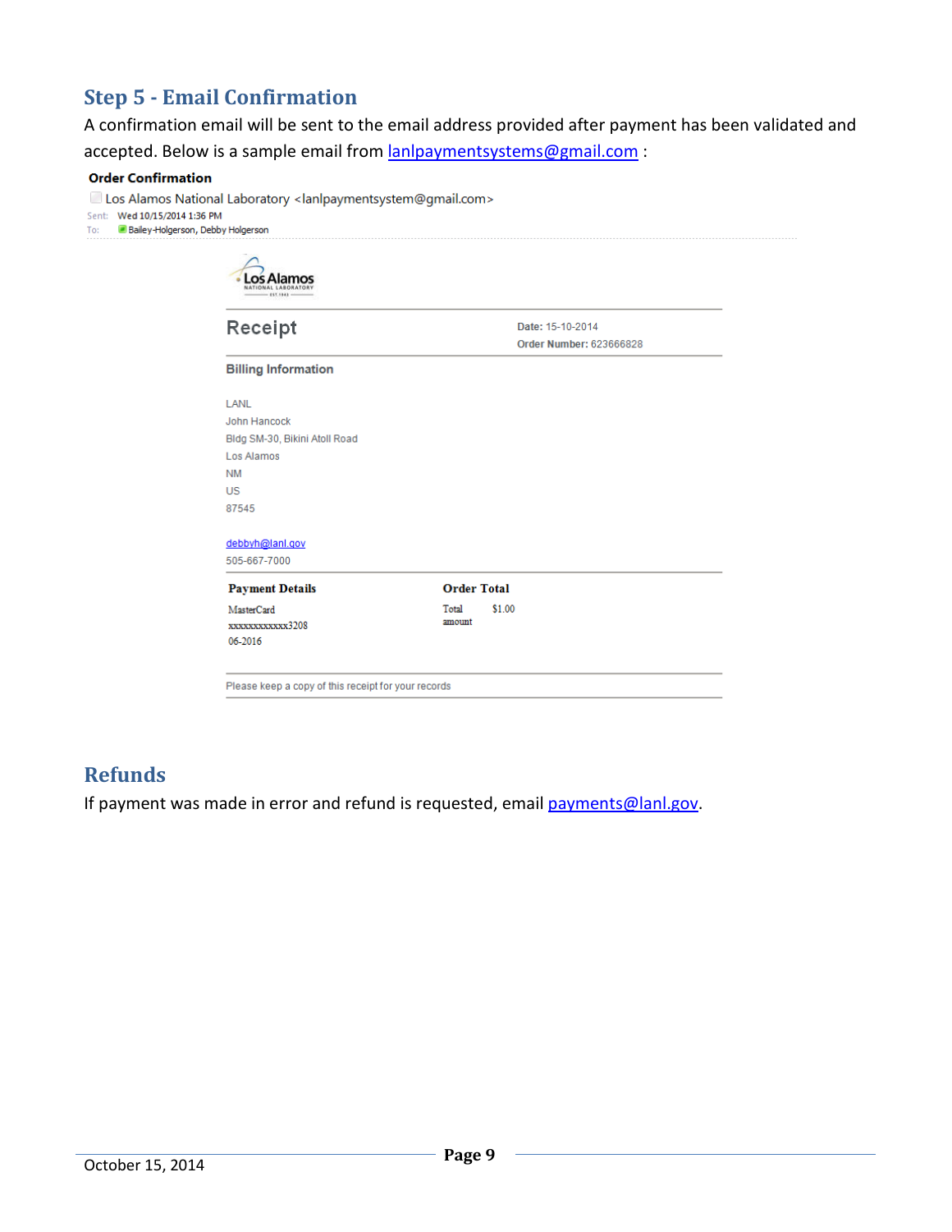## Step 5 - Email Confirmation

A confirmation email will be sent to the email address provided after payment has been validated and accepted. Below is a sample email from lanlpaymentsystems@gmail.com :

**Order Confirmation**

Los Alamos National Laboratory <lanlpaymentsystem@gmail.com>

Sent: Wed 10/15/2014 1:36 PM

To: Bailey-Holgerson, Debby Holgerson

Los Alamos NATIONAL LABORATORY EST. 1943

### Receipt

**Date:** 15-10-2014

**Order Number:** 623666828

**Billing Information**

LANL

John Hancock

Bldg SM-30, Bikini Atoll Road

Los Alamos

NM

US

87545

debbyh@lanl.gov

505-667-7000

| Payment Details | Order Total | |
|---|---|---|
| MasterCard | Total amount | $1.00 |
| xxxxxxxxxxxx3208 | | |
| 06-2016 | | |

Please keep a copy of this receipt for your records

## Refunds

If payment was made in error and refund is requested, email payments@lanl.gov.